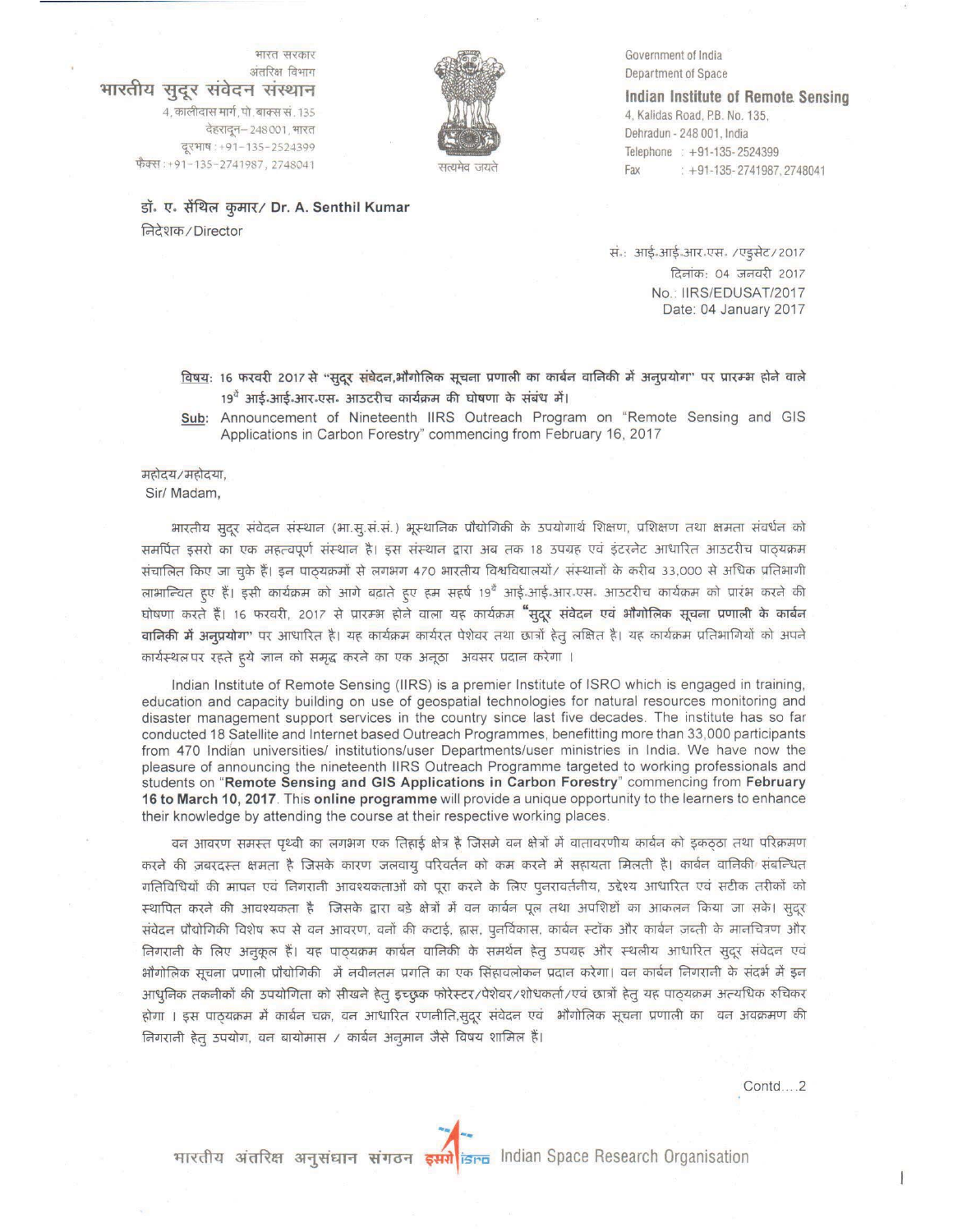भारत सरकार
अंतरिक्ष विभाग
**भारतीय सुदूर संवेदन संस्थान**
4, कालीदास मार्ग, पो. बाक्स सं. 135
देहरादून– 248 001, भारत
दूरभाष : +91-135-2524399
फैक्स : +91-135-2741987, 2748041

सत्यमेव जयते

Government of India
Department of Space
**Indian Institute of Remote Sensing**
4, Kalidas Road, P.B. No. 135,
Dehradun - 248 001, India
Telephone : +91-135-2524399
Fax : +91-135-2741987, 2748041

**डॉ. ए. सैंथिल कुमार/ Dr. A. Senthil Kumar**
निदेशक/Director

सं.: आई.आई.आर.एस. /एडुसैट/2017
दिनांक: 04 जनवरी 2017
No.: IIRS/EDUSAT/2017
Date: 04 January 2017

**विषय: 16 फरवरी 2017 से "सुदूर संवेदन,भौगोलिक सूचना प्रणाली का कार्बन वानिकी में अनुप्रयोग" पर प्रारम्भ होने वाले 19वें आई.आई.आर.एस. आउटरीच कार्यक्रम की घोषणा के संबंध में।**

**Sub**: Announcement of Nineteenth IIRS Outreach Program on "Remote Sensing and GIS Applications in Carbon Forestry" commencing from February 16, 2017

महोदय/महोदया,
Sir/ Madam,

भारतीय सुदूर संवेदन संस्थान (भा.सु.सं.सं.) भूस्थानिक प्रौद्योगिकी के उपयोगार्थ शिक्षण, प्रशिक्षण तथा क्षमता संवर्धन को समर्पित इसरो का एक महत्वपूर्ण संस्थान है। इस संस्थान द्वारा अब तक 18 उपग्रह एवं इंटरनेट आधारित आउटरीच पाठ्यक्रम संचालित किए जा चुके हैं। इन पाठ्यक्रमों से लगभग 470 भारतीय विश्वविद्यालयों/ संस्थानों के करीब 33,000 से अधिक प्रतिभागी लाभान्वित हुए हैं। इसी कार्यक्रम को आगे बढ़ाते हुए हम सहर्ष 19वें आई.आई.आर.एस. आउटरीच कार्यक्रम को प्रारंभ करने की घोषणा करते हैं। 16 फरवरी, 2017 से प्रारम्भ होने वाला यह कार्यक्रम **"सुदूर संवेदन एवं भौगोलिक सूचना प्रणाली के कार्बन वानिकी में अनुप्रयोग"** पर आधारित है। यह कार्यक्रम कार्यरत पेशेवर तथा छात्रों हेतु लक्षित है। यह कार्यक्रम प्रतिभागियों को अपने कार्यस्थल पर रहते हुये ज्ञान को समृद्ध करने का एक अनूठा अवसर प्रदान करेगा।

Indian Institute of Remote Sensing (IIRS) is a premier Institute of ISRO which is engaged in training, education and capacity building on use of geospatial technologies for natural resources monitoring and disaster management support services in the country since last five decades. The institute has so far conducted 18 Satellite and Internet based Outreach Programmes, benefitting more than 33,000 participants from 470 Indian universities/ institutions/user Departments/user ministries in India. We have now the pleasure of announcing the nineteenth IIRS Outreach Programme targeted to working professionals and students on "**Remote Sensing and GIS Applications in Carbon Forestry**" commencing from **February 16 to March 10, 2017**. This **online programme** will provide a unique opportunity to the learners to enhance their knowledge by attending the course at their respective working places.

वन आवरण समस्त पृथ्वी का लगभग एक तिहाई क्षेत्र है जिसमे वन क्षेत्रों में वातावरणीय कार्बन को इकठ्ठा तथा परिक्रमण करने की ज़बरदस्त क्षमता है जिसके कारण जलवायु परिवर्तन को कम करने में सहायता मिलती है। कार्बन वानिकी संबन्धित गतिविधियों की मापन एवं निगरानी आवश्यकताओं को पूरा करने के लिए पुनरावर्तनीय, उद्देश्य आधारित एवं सटीक तरीकों को स्थापित करने की आवश्यकता है जिसके द्वारा बडे क्षेत्रों में वन कार्बन पूल तथा अपशिष्टों का आकलन किया जा सके। सुदूर संवेदन प्रौद्योगिकी विशेष रूप से वन आवरण, वनों की कटाई, ह्रास, पुनर्विकास, कार्बन स्टॉक और कार्बन जब्ती के मानचित्रण और निगरानी के लिए अनुकूल हैं। यह पाठ्यक्रम कार्बन वानिकी के समर्थन हेतु उपग्रह और स्थलीय आधारित सुदूर संवेदन एवं भौगोलिक सूचना प्रणाली प्रौद्योगिकी में नवीनतम प्रगति का एक सिंहावलोकन प्रदान करेगा। वन कार्बन निगरानी के संदर्भ में इन आधुनिक तकनीकों की उपयोगिता को सीखने हेतु इच्छुक फोरेस्टर/पेशेवर/शोधकर्ता/एवं छात्रों हेतु यह पाठ्यक्रम अत्यधिक रुचिकर होगा। इस पाठ्यक्रम में कार्बन चक्र, वन आधारित रणनीति,सुदूर संवेदन एवं भौगोलिक सूचना प्रणाली का वन अवक्रमण की निगरानी हेतु उपयोग, वन बायोमास / कार्बन अनुमान जैसे विषय शामिल हैं।

Contd....2

भारतीय अंतरिक्ष अनुसंधान संगठन इसरो isro Indian Space Research Organisation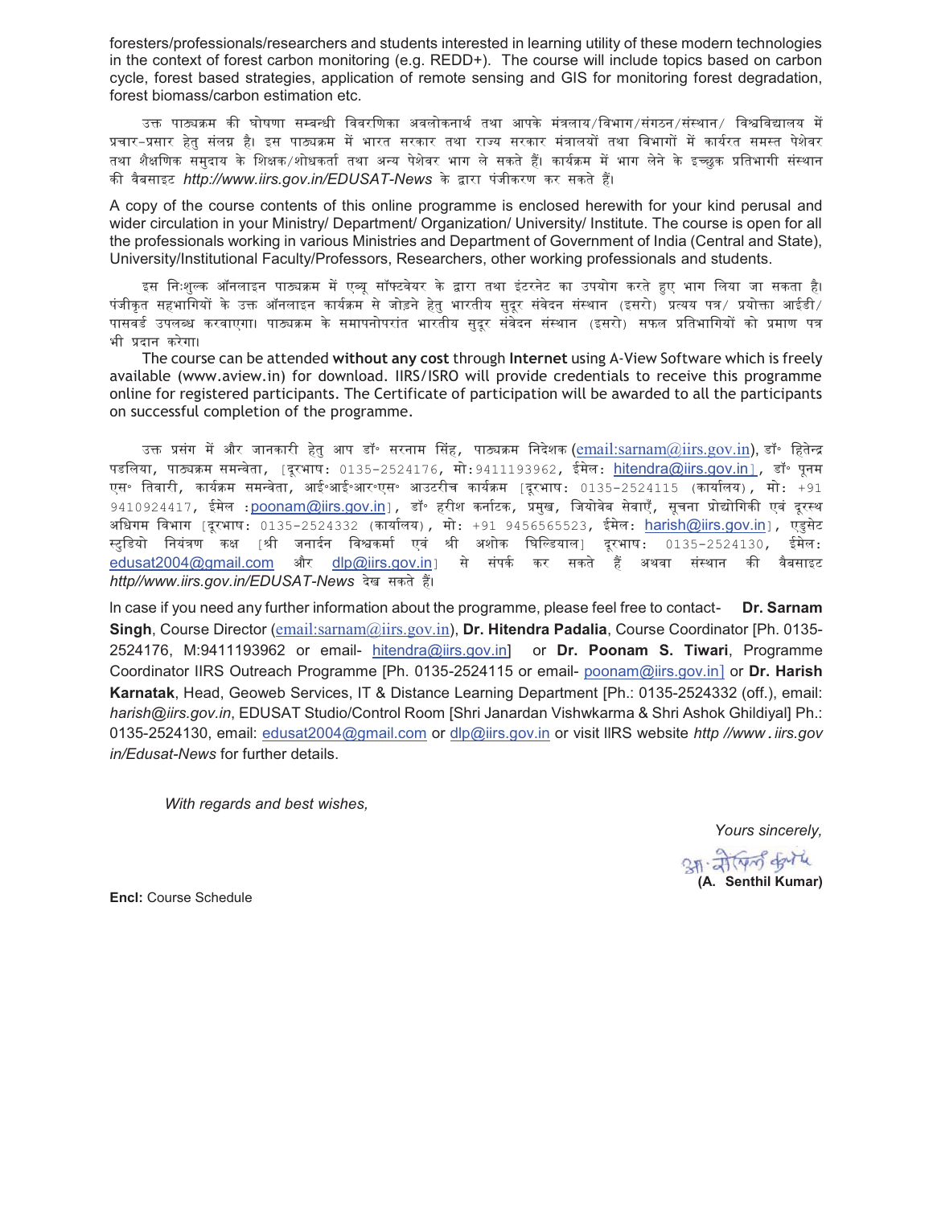foresters/professionals/researchers and students interested in learning utility of these modern technologies in the context of forest carbon monitoring (e.g. REDD+). The course will include topics based on carbon cycle, forest based strategies, application of remote sensing and GIS for monitoring forest degradation, forest biomass/carbon estimation etc.

उक्त पाठ्यक्रम की घोषणा सम्बन्धी विवरणिका अवलोकनार्थ तथा आपके मंत्रालय/विभाग/संगठन/संस्थान/ विश्वविद्यालय में प्रचार-प्रसार हेतु संलग्न है। इस पाठ्यक्रम में भारत सरकार तथा राज्य सरकार मंत्रालयों तथा विभागों में कार्यरत समस्त पेशेवर तथा शैक्षणिक समुदाय के शिक्षक/शोधकर्ता तथा अन्य पेशेवर भाग ले सकते हैं। कार्यक्रम में भाग लेने के इच्छुक प्रतिभागी संस्थान की वैबसाइट *http://www.iirs.gov.in/EDUSAT-News* के द्वारा पंजीकरण कर सकते हैं।

A copy of the course contents of this online programme is enclosed herewith for your kind perusal and wider circulation in your Ministry/ Department/ Organization/ University/ Institute. The course is open for all the professionals working in various Ministries and Department of Government of India (Central and State), University/Institutional Faculty/Professors, Researchers, other working professionals and students.

इस निःशुल्क ऑनलाइन पाठ्यक्रम में एव्यू सॉफ्टवेयर के द्वारा तथा इंटरनेट का उपयोग करते हुए भाग लिया जा सकता है। पंजीकृत सहभागियों के उक्त ऑनलाइन कार्यक्रम से जोड़ने हेतु भारतीय सुदूर संवेदन संस्थान (इसरो) प्रत्यय पत्र/ प्रयोक्ता आईडी/ पासवर्ड उपलब्ध करवाएगा। पाठ्यक्रम के समापनोपरांत भारतीय सुदूर संवेदन संस्थान (इसरो) सफल प्रतिभागियों को प्रमाण पत्र भी प्रदान करेगा।

The course can be attended **without any cost** through **Internet** using A-View Software which is freely available (www.aview.in) for download. IIRS/ISRO will provide credentials to receive this programme online for registered participants. The Certificate of participation will be awarded to all the participants on successful completion of the programme.

उक्त प्रसंग में और जानकारी हेतु आप डॉ॰ सरनाम सिंह, पाठ्यक्रम निदेशक (email:sarnam@iirs.gov.in), डॉ॰ हितेन्द्र पडलिया, पाठ्यक्रम समन्वेता, [दूरभाष: 0135-2524176, मो:9411193962, ईमेल: hitendra@iirs.gov.in], डॉ॰ पूनम एस॰ तिवारी, कार्यक्रम समन्वेता, आई॰आई॰आर॰एस॰ आउटरीच कार्यक्रम [दूरभाष: 0135-2524115 (कार्यालय), मो: +91 9410924417, ईमेल :poonam@iirs.gov.in], डॉ॰ हरीश कर्नाटक, प्रमुख, जियोवेब सेवाएँ, सूचना प्रोद्योगिकी एवं दूरस्थ अधिगम विभाग [दूरभाष: 0135-2524332 (कार्यालय), मो: +91 9456565523, ईमेल: harish@iirs.gov.in], एडुसेट स्टुडियो नियंत्रण कक्ष [श्री जनार्दन विश्वकर्मा एवं श्री अशोक घिल्डियाल] दूरभाष: 0135-2524130, ईमेल: edusat2004@gmail.com और dlp@iirs.gov.in] से संपर्क कर सकते हैं अथवा संस्थान की वैबसाइट *http//www.iirs.gov.in/EDUSAT-News* देख सकते हैं।

In case if you need any further information about the programme, please feel free to contact- **Dr. Sarnam Singh**, Course Director (email:sarnam@iirs.gov.in), **Dr. Hitendra Padalia**, Course Coordinator [Ph. 0135-2524176, M:9411193962 or email- hitendra@iirs.gov.in] or **Dr. Poonam S. Tiwari**, Programme Coordinator IIRS Outreach Programme [Ph. 0135-2524115 or email- poonam@iirs.gov.in] or **Dr. Harish Karnatak**, Head, Geoweb Services, IT & Distance Learning Department [Ph.: 0135-2524332 (off.), email: *harish@iirs.gov.in*, EDUSAT Studio/Control Room [Shri Janardan Vishwkarma & Shri Ashok Ghildiyal] Ph.: 0135-2524130, email: edusat2004@gmail.com or dlp@iirs.gov.in or visit IIRS website *http //www . iirs.gov in/Edusat-News* for further details.

*With regards and best wishes,*

*Yours sincerely,*

**(A. Senthil Kumar)**

**Encl:** Course Schedule